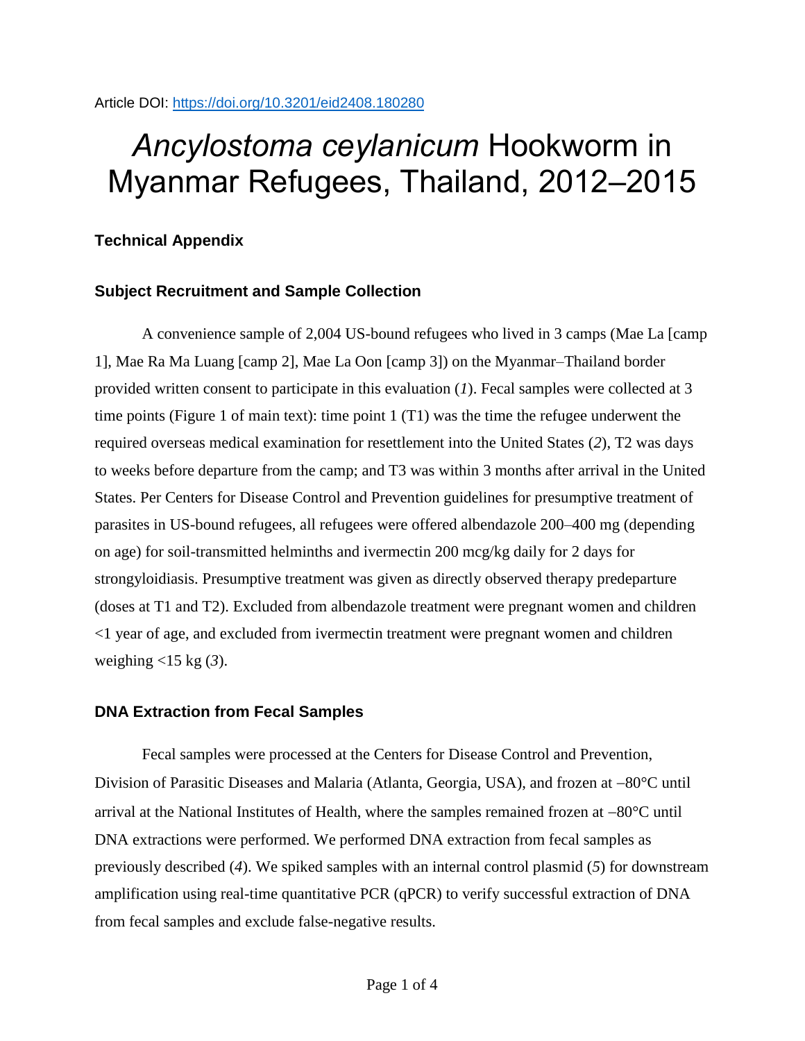Article DOI: https://doi.org/10.3201/eid2408.180280

# *Ancylostoma ceylanicum* Hookworm in Myanmar Refugees, Thailand, 2012–2015

## Technical Appendix

### Subject Recruitment and Sample Collection

A convenience sample of 2,004 US-bound refugees who lived in 3 camps (Mae La [camp 1], Mae Ra Ma Luang [camp 2], Mae La Oon [camp 3]) on the Myanmar–Thailand border provided written consent to participate in this evaluation (*1*). Fecal samples were collected at 3 time points (Figure 1 of main text): time point 1 (T1) was the time the refugee underwent the required overseas medical examination for resettlement into the United States (*2*), T2 was days to weeks before departure from the camp; and T3 was within 3 months after arrival in the United States. Per Centers for Disease Control and Prevention guidelines for presumptive treatment of parasites in US-bound refugees, all refugees were offered albendazole 200–400 mg (depending on age) for soil-transmitted helminths and ivermectin 200 mcg/kg daily for 2 days for strongyloidiasis. Presumptive treatment was given as directly observed therapy predeparture (doses at T1 and T2). Excluded from albendazole treatment were pregnant women and children <1 year of age, and excluded from ivermectin treatment were pregnant women and children weighing <15 kg (*3*).

### DNA Extraction from Fecal Samples

Fecal samples were processed at the Centers for Disease Control and Prevention, Division of Parasitic Diseases and Malaria (Atlanta, Georgia, USA), and frozen at −80°C until arrival at the National Institutes of Health, where the samples remained frozen at −80°C until DNA extractions were performed. We performed DNA extraction from fecal samples as previously described (*4*). We spiked samples with an internal control plasmid (*5*) for downstream amplification using real-time quantitative PCR (qPCR) to verify successful extraction of DNA from fecal samples and exclude false-negative results.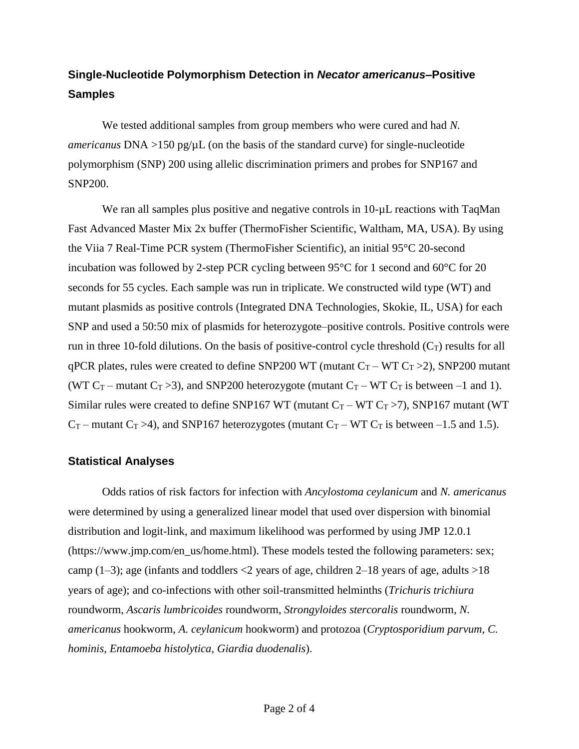## Single-Nucleotide Polymorphism Detection in *Necator americanus*–Positive Samples

We tested additional samples from group members who were cured and had *N. americanus* DNA >150 pg/µL (on the basis of the standard curve) for single-nucleotide polymorphism (SNP) 200 using allelic discrimination primers and probes for SNP167 and SNP200.

We ran all samples plus positive and negative controls in 10-µL reactions with TaqMan Fast Advanced Master Mix 2x buffer (ThermoFisher Scientific, Waltham, MA, USA). By using the Viia 7 Real-Time PCR system (ThermoFisher Scientific), an initial 95°C 20-second incubation was followed by 2-step PCR cycling between 95°C for 1 second and 60°C for 20 seconds for 55 cycles. Each sample was run in triplicate. We constructed wild type (WT) and mutant plasmids as positive controls (Integrated DNA Technologies, Skokie, IL, USA) for each SNP and used a 50:50 mix of plasmids for heterozygote–positive controls. Positive controls were run in three 10-fold dilutions. On the basis of positive-control cycle threshold ($C_T$) results for all qPCR plates, rules were created to define SNP200 WT (mutant $C_T$ – WT $C_T$ >2), SNP200 mutant (WT $C_T$ – mutant $C_T$ >3), and SNP200 heterozygote (mutant $C_T$ – WT $C_T$ is between –1 and 1). Similar rules were created to define SNP167 WT (mutant $C_T$ – WT $C_T$ >7), SNP167 mutant (WT $C_T$ – mutant $C_T$ >4), and SNP167 heterozygotes (mutant $C_T$ – WT $C_T$ is between –1.5 and 1.5).

## Statistical Analyses

Odds ratios of risk factors for infection with *Ancylostoma ceylanicum* and *N. americanus* were determined by using a generalized linear model that used over dispersion with binomial distribution and logit-link, and maximum likelihood was performed by using JMP 12.0.1 (https://www.jmp.com/en_us/home.html). These models tested the following parameters: sex; camp (1–3); age (infants and toddlers <2 years of age, children 2–18 years of age, adults >18 years of age); and co-infections with other soil-transmitted helminths (*Trichuris trichiura* roundworm, *Ascaris lumbricoides* roundworm, *Strongyloides stercoralis* roundworm, *N. americanus* hookworm, *A. ceylanicum* hookworm) and protozoa (*Cryptosporidium parvum*, *C. hominis*, *Entamoeba histolytica*, *Giardia duodenalis*).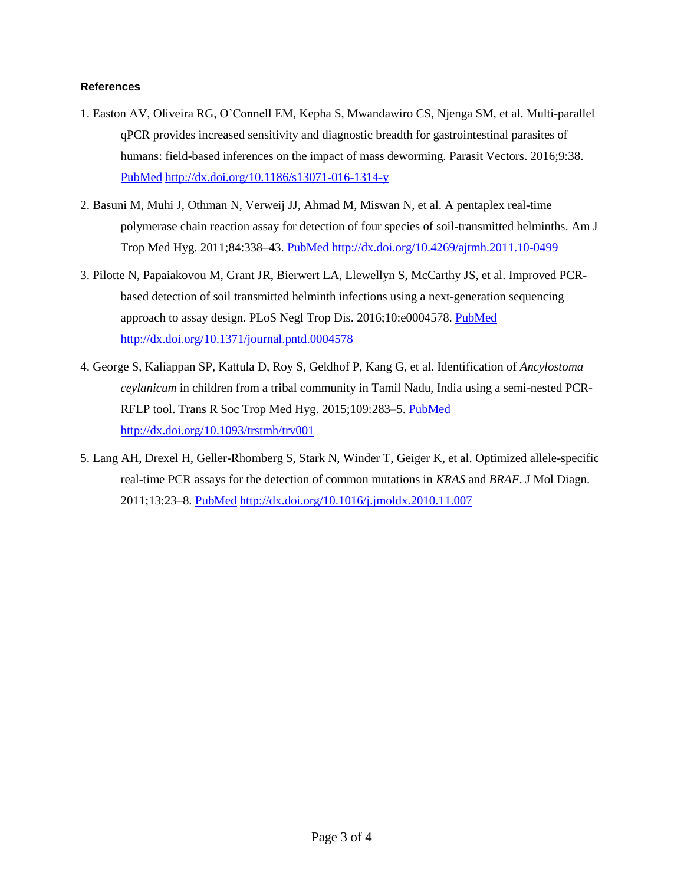**References**

1. Easton AV, Oliveira RG, O'Connell EM, Kepha S, Mwandawiro CS, Njenga SM, et al. Multi-parallel qPCR provides increased sensitivity and diagnostic breadth for gastrointestinal parasites of humans: field-based inferences on the impact of mass deworming. Parasit Vectors. 2016;9:38. PubMed http://dx.doi.org/10.1186/s13071-016-1314-y

2. Basuni M, Muhi J, Othman N, Verweij JJ, Ahmad M, Miswan N, et al. A pentaplex real-time polymerase chain reaction assay for detection of four species of soil-transmitted helminths. Am J Trop Med Hyg. 2011;84:338–43. PubMed http://dx.doi.org/10.4269/ajtmh.2011.10-0499

3. Pilotte N, Papaiakovou M, Grant JR, Bierwert LA, Llewellyn S, McCarthy JS, et al. Improved PCR-based detection of soil transmitted helminth infections using a next-generation sequencing approach to assay design. PLoS Negl Trop Dis. 2016;10:e0004578. PubMed http://dx.doi.org/10.1371/journal.pntd.0004578

4. George S, Kaliappan SP, Kattula D, Roy S, Geldhof P, Kang G, et al. Identification of *Ancylostoma ceylanicum* in children from a tribal community in Tamil Nadu, India using a semi-nested PCR-RFLP tool. Trans R Soc Trop Med Hyg. 2015;109:283–5. PubMed http://dx.doi.org/10.1093/trstmh/trv001

5. Lang AH, Drexel H, Geller-Rhomberg S, Stark N, Winder T, Geiger K, et al. Optimized allele-specific real-time PCR assays for the detection of common mutations in *KRAS* and *BRAF*. J Mol Diagn. 2011;13:23–8. PubMed http://dx.doi.org/10.1016/j.jmoldx.2010.11.007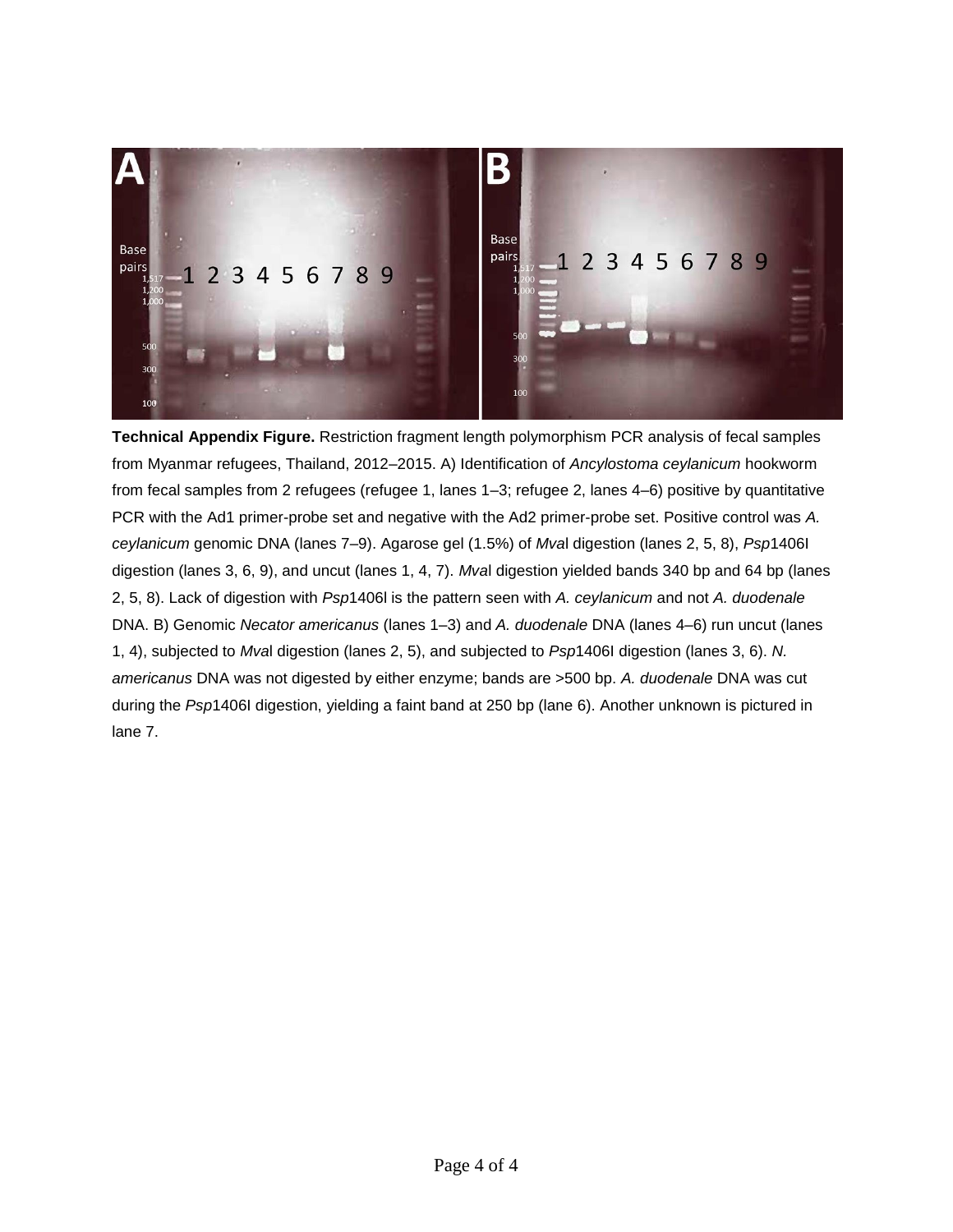A

Base pairs

1,517
1,200
1,000
500
300
100

1 2 3 4 5 6 7 8 9

B

Base pairs

1,517
1,200
1,000
500
300
100

1 2 3 4 5 6 7 8 9

**Technical Appendix Figure.** Restriction fragment length polymorphism PCR analysis of fecal samples from Myanmar refugees, Thailand, 2012–2015. A) Identification of *Ancylostoma ceylanicum* hookworm from fecal samples from 2 refugees (refugee 1, lanes 1–3; refugee 2, lanes 4–6) positive by quantitative PCR with the Ad1 primer-probe set and negative with the Ad2 primer-probe set. Positive control was *A. ceylanicum* genomic DNA (lanes 7–9). Agarose gel (1.5%) of *Mva*I digestion (lanes 2, 5, 8), *Psp*1406I digestion (lanes 3, 6, 9), and uncut (lanes 1, 4, 7). *Mva*I digestion yielded bands 340 bp and 64 bp (lanes 2, 5, 8). Lack of digestion with *Psp*1406I is the pattern seen with *A. ceylanicum* and not *A. duodenale* DNA. B) Genomic *Necator americanus* (lanes 1–3) and *A. duodenale* DNA (lanes 4–6) run uncut (lanes 1, 4), subjected to *Mva*I digestion (lanes 2, 5), and subjected to *Psp*1406I digestion (lanes 3, 6). *N. americanus* DNA was not digested by either enzyme; bands are >500 bp. *A. duodenale* DNA was cut during the *Psp*1406I digestion, yielding a faint band at 250 bp (lane 6). Another unknown is pictured in lane 7.